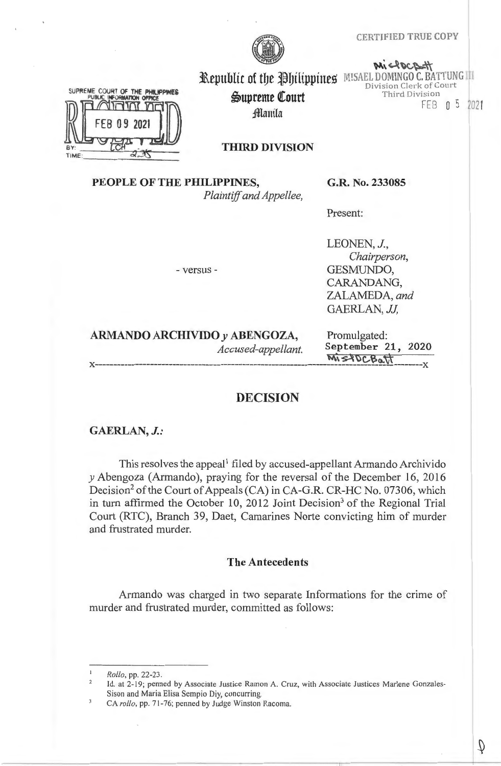CERTIFIED TRUE COPY

MISAEL DOMINGO C. BATTUNG III
Division Clerk of Court
Third Division
FEB 05 2021

SUPREME COURT OF THE PHILIPPINES
PUBLIC INFORMATION OFFICE
RECEIVED
FEB 09 2021
BY: LCH
TIME: 2:35

# Republic of the Philippines
# Supreme Court
## Manila

### THIRD DIVISION

**PEOPLE OF THE PHILIPPINES,**
*Plaintiff and Appellee,*

- versus -

**ARMANDO ARCHIVIDO *y* ABENGOZA,**
*Accused-appellant.*

**G.R. No. 233085**

Present:

LEONEN, *J.*,
*Chairperson,*
GESMUNDO,
CARANDANG,
ZALAMEDA, *and*
GAERLAN, *JJ,*

Promulgated:
September 21, 2020

x-----------------------------------------------------------------------x

## DECISION

**GAERLAN, *J.*:**

This resolves the appeal[1] filed by accused-appellant Armando Archivido *y* Abengoza (Armando), praying for the reversal of the December 16, 2016 Decision[2] of the Court of Appeals (CA) in CA-G.R. CR-HC No. 07306, which in turn affirmed the October 10, 2012 Joint Decision[3] of the Regional Trial Court (RTC), Branch 39, Daet, Camarines Norte convicting him of murder and frustrated murder.

### The Antecedents

Armando was charged in two separate Informations for the crime of murder and frustrated murder, committed as follows:

---

[1] *Rollo*, pp. 22-23.

[2] Id. at 2-19; penned by Associate Justice Ramon A. Cruz, with Associate Justices Marlene Gonzales-Sison and Maria Elisa Sempio Diy, concurring.

[3] CA *rollo*, pp. 71-76; penned by Judge Winston Racoma.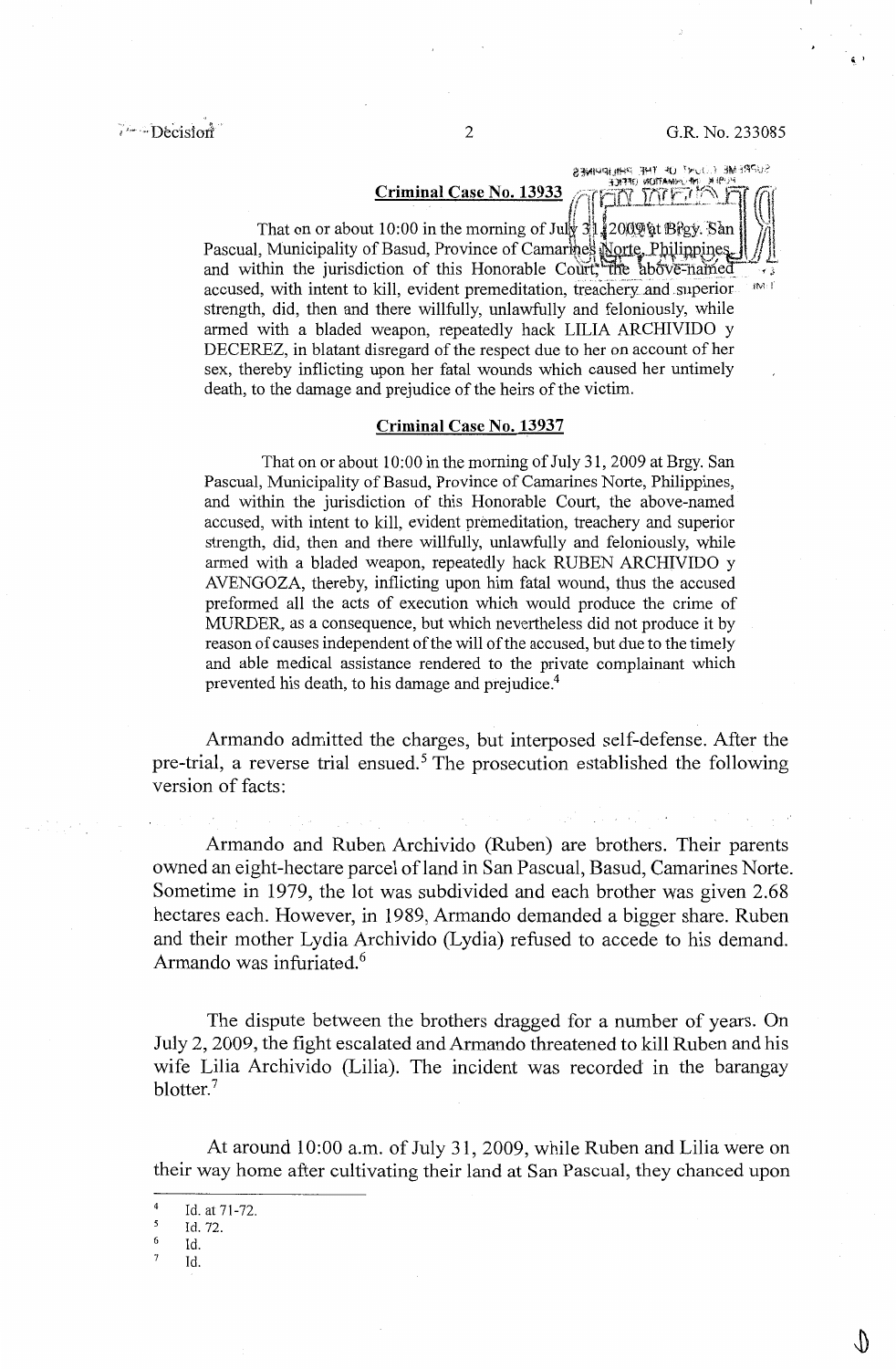**Criminal Case No. 13933**

That on or about 10:00 in the morning of July 31, 2009 at Brgy. San Pascual, Municipality of Basud, Province of Camarines Norte, Philippines, and within the jurisdiction of this Honorable Court, the above-named accused, with intent to kill, evident premeditation, treachery and superior strength, did, then and there willfully, unlawfully and feloniously, while armed with a bladed weapon, repeatedly hack LILIA ARCHIVIDO y DECEREZ, in blatant disregard of the respect due to her on account of her sex, thereby inflicting upon her fatal wounds which caused her untimely death, to the damage and prejudice of the heirs of the victim.

**Criminal Case No. 13937**

That on or about 10:00 in the morning of July 31, 2009 at Brgy. San Pascual, Municipality of Basud, Province of Camarines Norte, Philippines, and within the jurisdiction of this Honorable Court, the above-named accused, with intent to kill, evident premeditation, treachery and superior strength, did, then and there willfully, unlawfully and feloniously, while armed with a bladed weapon, repeatedly hack RUBEN ARCHIVIDO y AVENGOZA, thereby, inflicting upon him fatal wound, thus the accused preformed all the acts of execution which would produce the crime of MURDER, as a consequence, but which nevertheless did not produce it by reason of causes independent of the will of the accused, but due to the timely and able medical assistance rendered to the private complainant which prevented his death, to his damage and prejudice.[4]

Armando admitted the charges, but interposed self-defense. After the pre-trial, a reverse trial ensued.[5] The prosecution established the following version of facts:

Armando and Ruben Archivido (Ruben) are brothers. Their parents owned an eight-hectare parcel of land in San Pascual, Basud, Camarines Norte. Sometime in 1979, the lot was subdivided and each brother was given 2.68 hectares each. However, in 1989, Armando demanded a bigger share. Ruben and their mother Lydia Archivido (Lydia) refused to accede to his demand. Armando was infuriated.[6]

The dispute between the brothers dragged for a number of years. On July 2, 2009, the fight escalated and Armando threatened to kill Ruben and his wife Lilia Archivido (Lilia). The incident was recorded in the barangay blotter.[7]

At around 10:00 a.m. of July 31, 2009, while Ruben and Lilia were on their way home after cultivating their land at San Pascual, they chanced upon

---

[4] Id. at 71-72.

[5] Id. 72.

[6] Id.

[7] Id.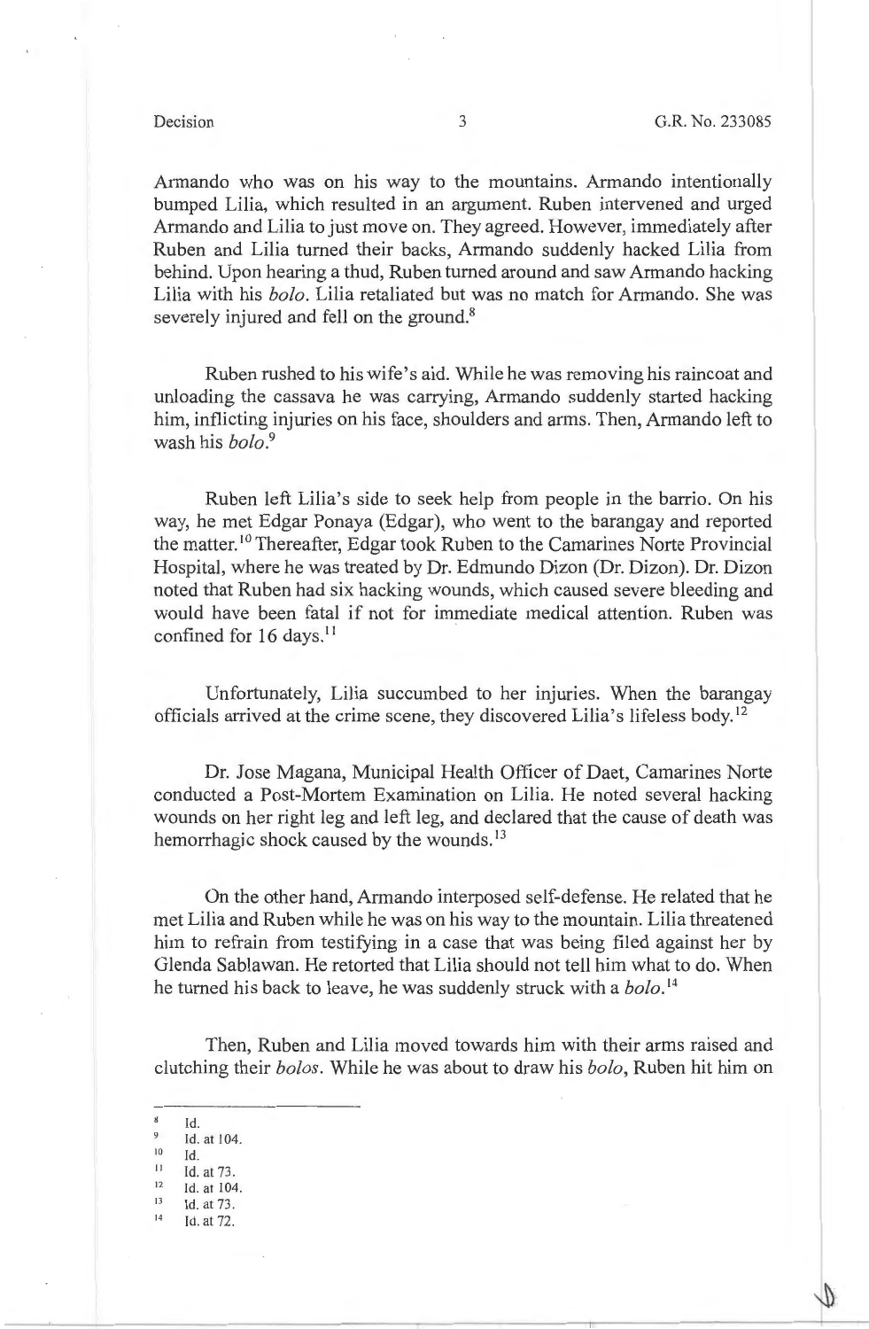Armando who was on his way to the mountains. Armando intentionally bumped Lilia, which resulted in an argument. Ruben intervened and urged Armando and Lilia to just move on. They agreed. However, immediately after Ruben and Lilia turned their backs, Armando suddenly hacked Lilia from behind. Upon hearing a thud, Ruben turned around and saw Armando hacking Lilia with his *bolo*. Lilia retaliated but was no match for Armando. She was severely injured and fell on the ground.[8]

Ruben rushed to his wife's aid. While he was removing his raincoat and unloading the cassava he was carrying, Armando suddenly started hacking him, inflicting injuries on his face, shoulders and arms. Then, Armando left to wash his *bolo*.[9]

Ruben left Lilia's side to seek help from people in the barrio. On his way, he met Edgar Ponaya (Edgar), who went to the barangay and reported the matter.[10] Thereafter, Edgar took Ruben to the Camarines Norte Provincial Hospital, where he was treated by Dr. Edmundo Dizon (Dr. Dizon). Dr. Dizon noted that Ruben had six hacking wounds, which caused severe bleeding and would have been fatal if not for immediate medical attention. Ruben was confined for 16 days.[11]

Unfortunately, Lilia succumbed to her injuries. When the barangay officials arrived at the crime scene, they discovered Lilia's lifeless body.[12]

Dr. Jose Magana, Municipal Health Officer of Daet, Camarines Norte conducted a Post-Mortem Examination on Lilia. He noted several hacking wounds on her right leg and left leg, and declared that the cause of death was hemorrhagic shock caused by the wounds.[13]

On the other hand, Armando interposed self-defense. He related that he met Lilia and Ruben while he was on his way to the mountain. Lilia threatened him to refrain from testifying in a case that was being filed against her by Glenda Sablawan. He retorted that Lilia should not tell him what to do. When he turned his back to leave, he was suddenly struck with a *bolo*.[14]

Then, Ruben and Lilia moved towards him with their arms raised and clutching their *bolos*. While he was about to draw his *bolo*, Ruben hit him on

---

[8] Id.
[9] Id. at 104.
[10] Id.
[11] Id. at 73.
[12] Id. at 104.
[13] Id. at 73.
[14] Id. at 72.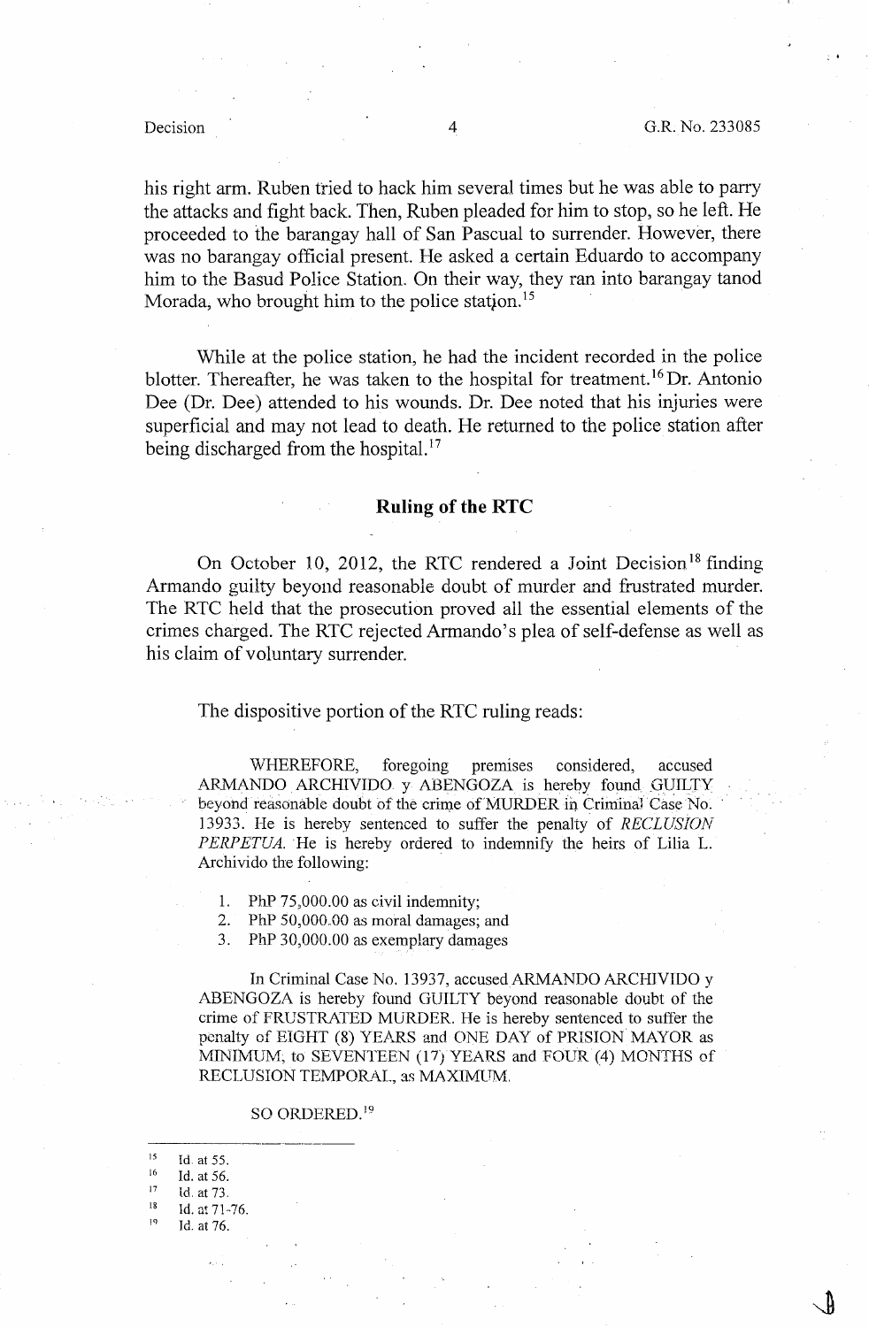his right arm. Ruben tried to hack him several times but he was able to parry the attacks and fight back. Then, Ruben pleaded for him to stop, so he left. He proceeded to the barangay hall of San Pascual to surrender. However, there was no barangay official present. He asked a certain Eduardo to accompany him to the Basud Police Station. On their way, they ran into barangay tanod Morada, who brought him to the police station.[15]

While at the police station, he had the incident recorded in the police blotter. Thereafter, he was taken to the hospital for treatment.[16] Dr. Antonio Dee (Dr. Dee) attended to his wounds. Dr. Dee noted that his injuries were superficial and may not lead to death. He returned to the police station after being discharged from the hospital.[17]

## Ruling of the RTC

On October 10, 2012, the RTC rendered a Joint Decision[18] finding Armando guilty beyond reasonable doubt of murder and frustrated murder. The RTC held that the prosecution proved all the essential elements of the crimes charged. The RTC rejected Armando's plea of self-defense as well as his claim of voluntary surrender.

The dispositive portion of the RTC ruling reads:

> WHEREFORE, foregoing premises considered, accused ARMANDO ARCHIVIDO y ABENGOZA is hereby found GUILTY beyond reasonable doubt of the crime of MURDER in Criminal Case No. 13933. He is hereby sentenced to suffer the penalty of *RECLUSION PERPETUA*. He is hereby ordered to indemnify the heirs of Lilia L. Archivido the following:
>
> 1. PhP 75,000.00 as civil indemnity;
> 2. PhP 50,000.00 as moral damages; and
> 3. PhP 30,000.00 as exemplary damages
>
> In Criminal Case No. 13937, accused ARMANDO ARCHIVIDO y ABENGOZA is hereby found GUILTY beyond reasonable doubt of the crime of FRUSTRATED MURDER. He is hereby sentenced to suffer the penalty of EIGHT (8) YEARS and ONE DAY of PRISION MAYOR as MINIMUM, to SEVENTEEN (17) YEARS and FOUR (4) MONTHS of RECLUSION TEMPORAL, as MAXIMUM.
>
> SO ORDERED.[19]

---

[15] Id. at 55.
[16] Id. at 56.
[17] Id. at 73.
[18] Id. at 71-76.
[19] Id. at 76.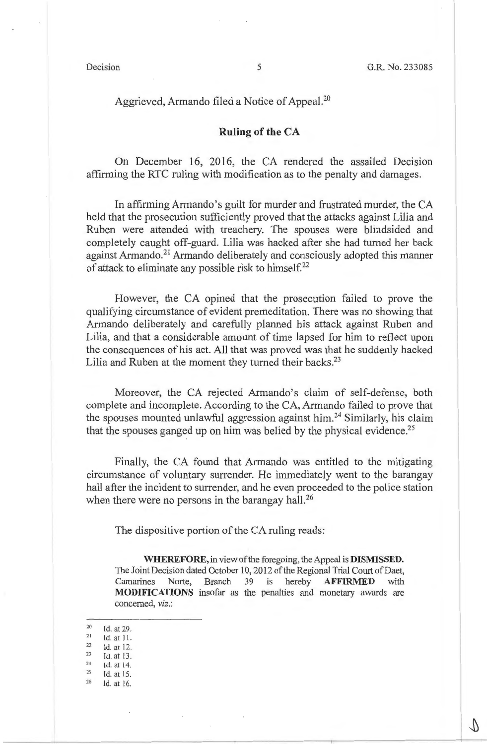Aggrieved, Armando filed a Notice of Appeal.[20]

## Ruling of the CA

On December 16, 2016, the CA rendered the assailed Decision affirming the RTC ruling with modification as to the penalty and damages.

In affirming Armando's guilt for murder and frustrated murder, the CA held that the prosecution sufficiently proved that the attacks against Lilia and Ruben were attended with treachery. The spouses were blindsided and completely caught off-guard. Lilia was hacked after she had turned her back against Armando.[21] Armando deliberately and consciously adopted this manner of attack to eliminate any possible risk to himself.[22]

However, the CA opined that the prosecution failed to prove the qualifying circumstance of evident premeditation. There was no showing that Armando deliberately and carefully planned his attack against Ruben and Lilia, and that a considerable amount of time lapsed for him to reflect upon the consequences of his act. All that was proved was that he suddenly hacked Lilia and Ruben at the moment they turned their backs.[23]

Moreover, the CA rejected Armando's claim of self-defense, both complete and incomplete. According to the CA, Armando failed to prove that the spouses mounted unlawful aggression against him.[24] Similarly, his claim that the spouses ganged up on him was belied by the physical evidence.[25]

Finally, the CA found that Armando was entitled to the mitigating circumstance of voluntary surrender. He immediately went to the barangay hall after the incident to surrender, and he even proceeded to the police station when there were no persons in the barangay hall.[26]

The dispositive portion of the CA ruling reads:

> **WHEREFORE,** in view of the foregoing, the Appeal is **DISMISSED.** The Joint Decision dated October 10, 2012 of the Regional Trial Court of Daet, Camarines Norte, Branch 39 is hereby **AFFIRMED** with **MODIFICATIONS** insofar as the penalties and monetary awards are concerned, *viz.*:

---

[20] Id. at 29.
[21] Id. at 11.
[22] Id. at 12.
[23] Id. at 13.
[24] Id. at 14.
[25] Id. at 15.
[26] Id. at 16.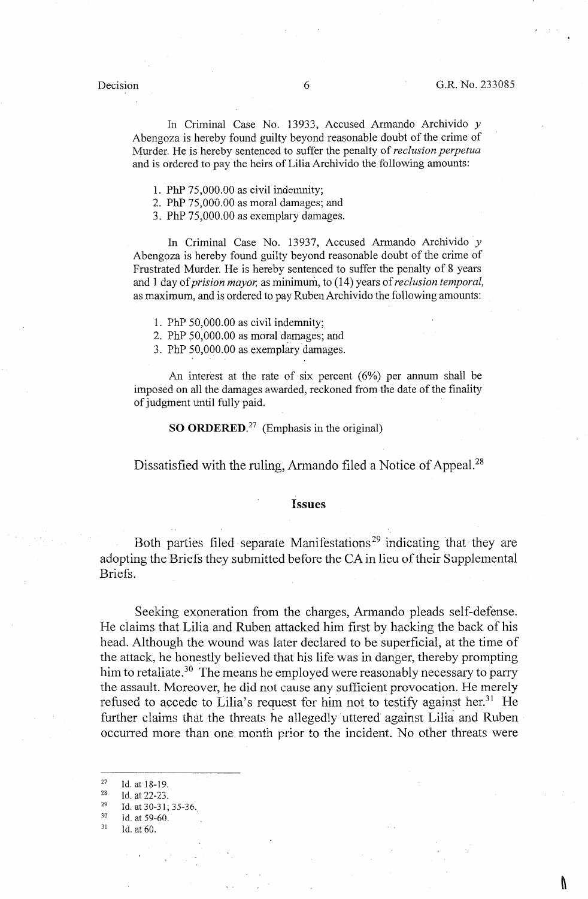In Criminal Case No. 13933, Accused Armando Archivido *y* Abengoza is hereby found guilty beyond reasonable doubt of the crime of Murder. He is hereby sentenced to suffer the penalty of *reclusion perpetua* and is ordered to pay the heirs of Lilia Archivido the following amounts:

1. PhP 75,000.00 as civil indemnity;
2. PhP 75,000.00 as moral damages; and
3. PhP 75,000.00 as exemplary damages.

In Criminal Case No. 13937, Accused Armando Archivido *y* Abengoza is hereby found guilty beyond reasonable doubt of the crime of Frustrated Murder. He is hereby sentenced to suffer the penalty of 8 years and 1 day of *prision mayor,* as minimum, to (14) years of *reclusion temporal,* as maximum, and is ordered to pay Ruben Archivido the following amounts:

1. PhP 50,000.00 as civil indemnity;
2. PhP 50,000.00 as moral damages; and
3. PhP 50,000.00 as exemplary damages.

An interest at the rate of six percent (6%) per annum shall be imposed on all the damages awarded, reckoned from the date of the finality of judgment until fully paid.

**SO ORDERED.**[27] (Emphasis in the original)

Dissatisfied with the ruling, Armando filed a Notice of Appeal.[28]

## Issues

Both parties filed separate Manifestations[29] indicating that they are adopting the Briefs they submitted before the CA in lieu of their Supplemental Briefs.

Seeking exoneration from the charges, Armando pleads self-defense. He claims that Lilia and Ruben attacked him first by hacking the back of his head. Although the wound was later declared to be superficial, at the time of the attack, he honestly believed that his life was in danger, thereby prompting him to retaliate.[30] The means he employed were reasonably necessary to parry the assault. Moreover, he did not cause any sufficient provocation. He merely refused to accede to Lilia's request for him not to testify against her.[31] He further claims that the threats he allegedly uttered against Lilia and Ruben occurred more than one month prior to the incident. No other threats were

---

27 Id. at 18-19.

28 Id. at 22-23.

29 Id. at 30-31; 35-36.

30 Id. at 59-60.

31 Id. at 60.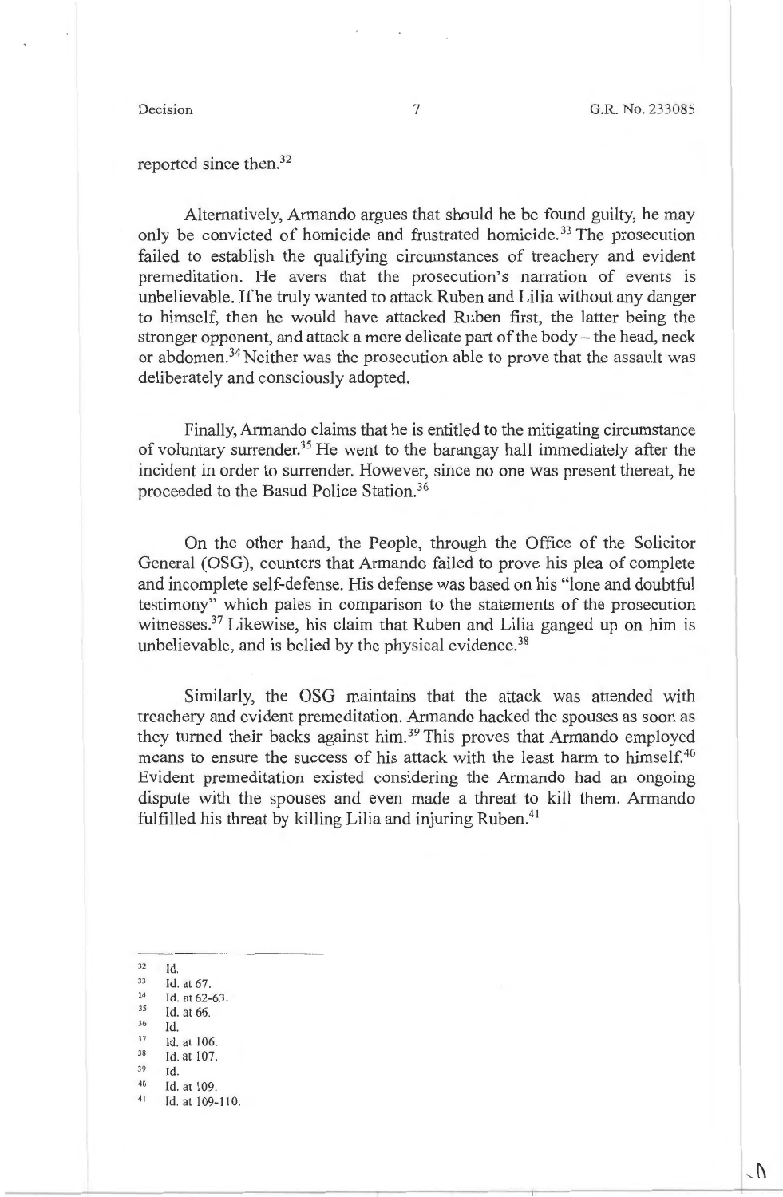reported since then.[32]

Alternatively, Armando argues that should he be found guilty, he may only be convicted of homicide and frustrated homicide.[33] The prosecution failed to establish the qualifying circumstances of treachery and evident premeditation. He avers that the prosecution's narration of events is unbelievable. If he truly wanted to attack Ruben and Lilia without any danger to himself, then he would have attacked Ruben first, the latter being the stronger opponent, and attack a more delicate part of the body – the head, neck or abdomen.[34] Neither was the prosecution able to prove that the assault was deliberately and consciously adopted.

Finally, Armando claims that he is entitled to the mitigating circumstance of voluntary surrender.[35] He went to the barangay hall immediately after the incident in order to surrender. However, since no one was present thereat, he proceeded to the Basud Police Station.[36]

On the other hand, the People, through the Office of the Solicitor General (OSG), counters that Armando failed to prove his plea of complete and incomplete self-defense. His defense was based on his "lone and doubtful testimony" which pales in comparison to the statements of the prosecution witnesses.[37] Likewise, his claim that Ruben and Lilia ganged up on him is unbelievable, and is belied by the physical evidence.[38]

Similarly, the OSG maintains that the attack was attended with treachery and evident premeditation. Armando hacked the spouses as soon as they turned their backs against him.[39] This proves that Armando employed means to ensure the success of his attack with the least harm to himself.[40] Evident premeditation existed considering the Armando had an ongoing dispute with the spouses and even made a threat to kill them. Armando fulfilled his threat by killing Lilia and injuring Ruben.[41]

---

[32] Id.
[33] Id. at 67.
[34] Id. at 62-63.
[35] Id. at 66.
[36] Id.
[37] Id. at 106.
[38] Id. at 107.
[39] Id.
[40] Id. at 109.
[41] Id. at 109-110.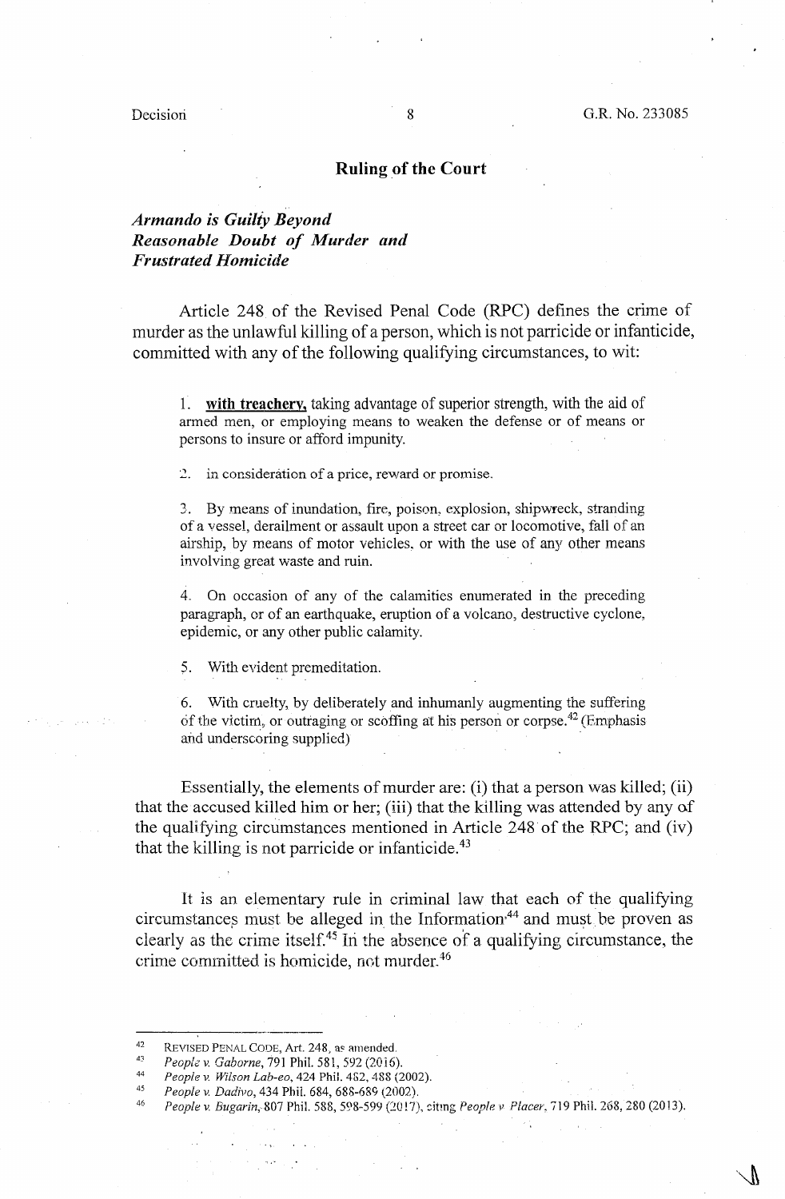## Ruling of the Court

### *Armando is Guilty Beyond Reasonable Doubt of Murder and Frustrated Homicide*

Article 248 of the Revised Penal Code (RPC) defines the crime of murder as the unlawful killing of a person, which is not parricide or infanticide, committed with any of the following qualifying circumstances, to wit:

> 1. **with treachery,** taking advantage of superior strength, with the aid of armed men, or employing means to weaken the defense or of means or persons to insure or afford impunity.
>
> 2. in consideration of a price, reward or promise.
>
> 3. By means of inundation, fire, poison, explosion, shipwreck, stranding of a vessel, derailment or assault upon a street car or locomotive, fall of an airship, by means of motor vehicles, or with the use of any other means involving great waste and ruin.
>
> 4. On occasion of any of the calamities enumerated in the preceding paragraph, or of an earthquake, eruption of a volcano, destructive cyclone, epidemic, or any other public calamity.
>
> 5. With evident premeditation.
>
> 6. With cruelty, by deliberately and inhumanly augmenting the suffering of the victim, or outraging or scoffing at his person or corpse.[42] (Emphasis and underscoring supplied)

Essentially, the elements of murder are: (i) that a person was killed; (ii) that the accused killed him or her; (iii) that the killing was attended by any of the qualifying circumstances mentioned in Article 248 of the RPC; and (iv) that the killing is not parricide or infanticide.[43]

It is an elementary rule in criminal law that each of the qualifying circumstances must be alleged in the Information[44] and must be proven as clearly as the crime itself.[45] In the absence of a qualifying circumstance, the crime committed is homicide, not murder.[46]

---

[42] REVISED PENAL CODE, Art. 248, as amended.

[43] *People v. Gaborne*, 791 Phil. 581, 592 (2016).

[44] *People v. Wilson Lab-eo*, 424 Phil. 482, 488 (2002).

[45] *People v. Dadivo*, 434 Phil. 684, 688-689 (2002).

[46] *People v. Bugarin*, 807 Phil. 588, 598-599 (2017), citing *People v. Placer*, 719 Phil. 268, 280 (2013).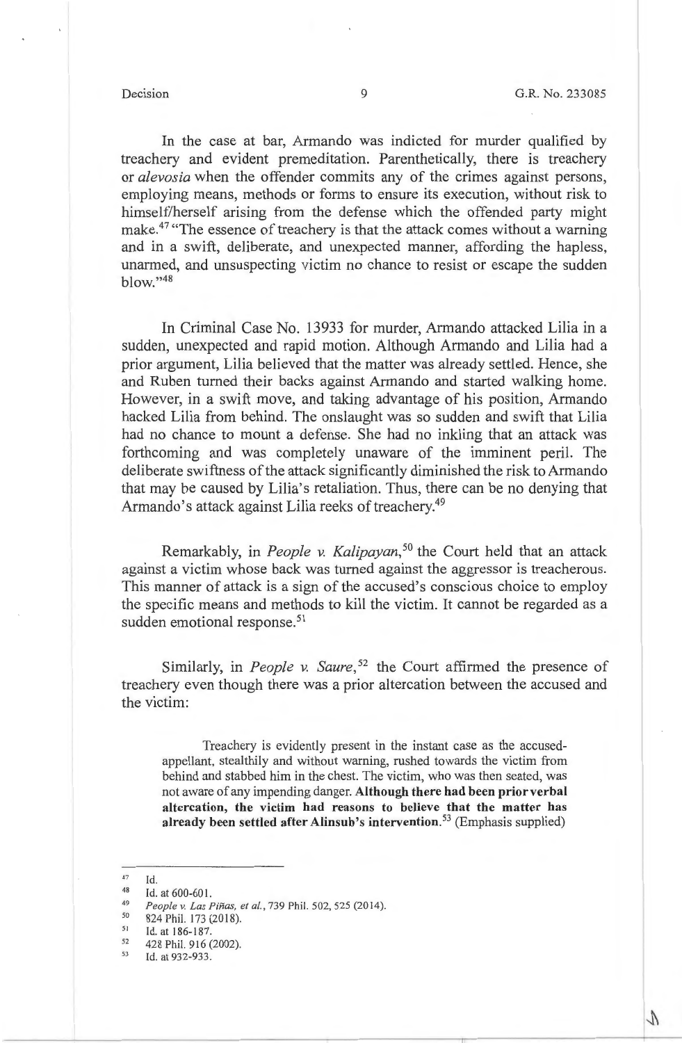In the case at bar, Armando was indicted for murder qualified by treachery and evident premeditation. Parenthetically, there is treachery or *alevosia* when the offender commits any of the crimes against persons, employing means, methods or forms to ensure its execution, without risk to himself/herself arising from the defense which the offended party might make.[47] "The essence of treachery is that the attack comes without a warning and in a swift, deliberate, and unexpected manner, affording the hapless, unarmed, and unsuspecting victim no chance to resist or escape the sudden blow."[48]

In Criminal Case No. 13933 for murder, Armando attacked Lilia in a sudden, unexpected and rapid motion. Although Armando and Lilia had a prior argument, Lilia believed that the matter was already settled. Hence, she and Ruben turned their backs against Armando and started walking home. However, in a swift move, and taking advantage of his position, Armando hacked Lilia from behind. The onslaught was so sudden and swift that Lilia had no chance to mount a defense. She had no inkling that an attack was forthcoming and was completely unaware of the imminent peril. The deliberate swiftness of the attack significantly diminished the risk to Armando that may be caused by Lilia's retaliation. Thus, there can be no denying that Armando's attack against Lilia reeks of treachery.[49]

Remarkably, in *People v. Kalipayan*,[50] the Court held that an attack against a victim whose back was turned against the aggressor is treacherous. This manner of attack is a sign of the accused's conscious choice to employ the specific means and methods to kill the victim. It cannot be regarded as a sudden emotional response.[51]

Similarly, in *People v. Saure*,[52] the Court affirmed the presence of treachery even though there was a prior altercation between the accused and the victim:

> Treachery is evidently present in the instant case as the accused-appellant, stealthily and without warning, rushed towards the victim from behind and stabbed him in the chest. The victim, who was then seated, was not aware of any impending danger. **Although there had been prior verbal altercation, the victim had reasons to believe that the matter has already been settled after Alinsub's intervention.**[53] (Emphasis supplied)

---

[47] Id.

[48] Id. at 600-601.

[49] *People v. Las Piñas, et al.*, 739 Phil. 502, 525 (2014).

[50] 824 Phil. 173 (2018).

[51] Id. at 186-187.

[52] 428 Phil. 916 (2002).

[53] Id. at 932-933.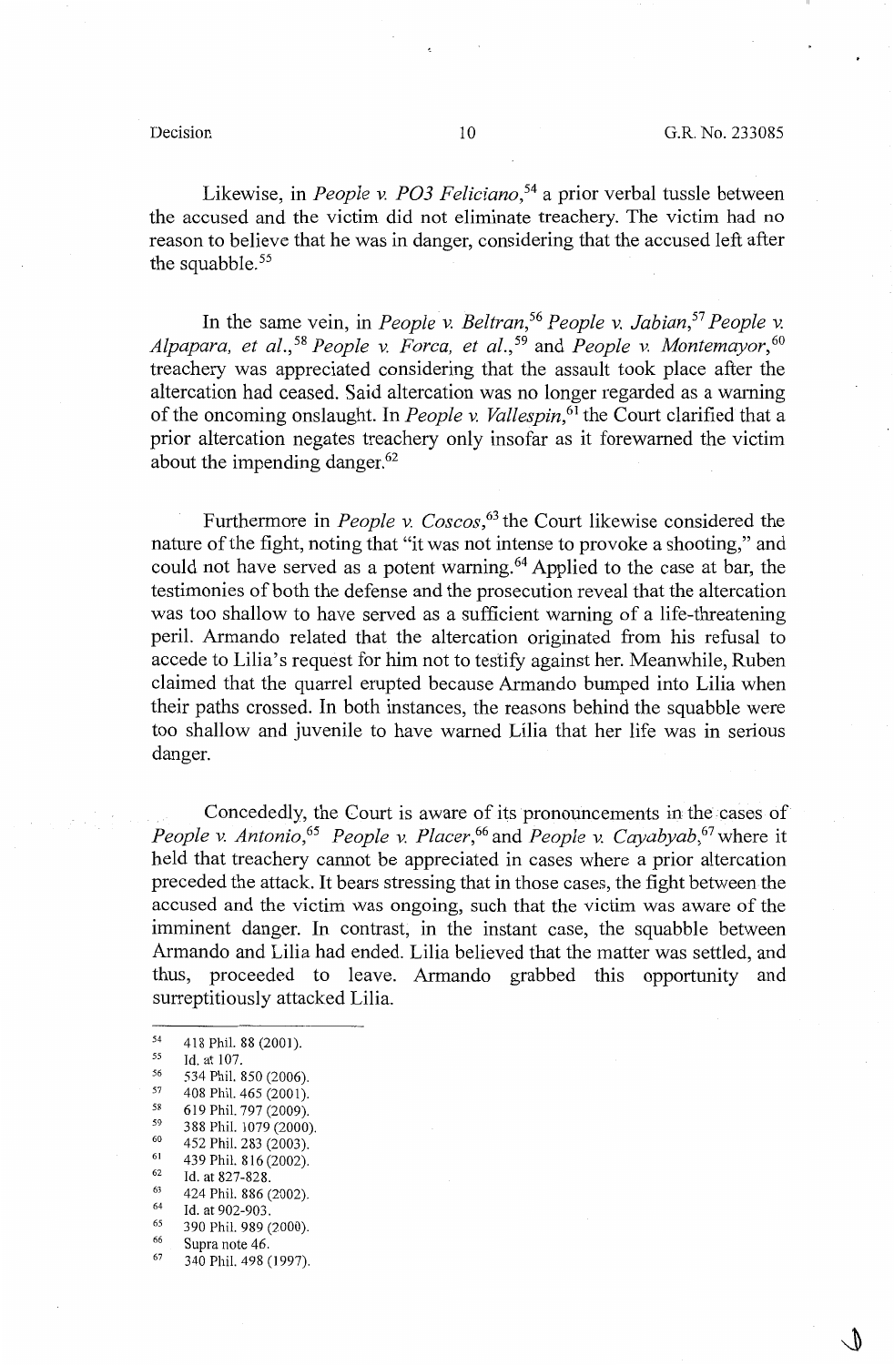Likewise, in *People v. PO3 Feliciano*,[54] a prior verbal tussle between the accused and the victim did not eliminate treachery. The victim had no reason to believe that he was in danger, considering that the accused left after the squabble.[55]

In the same vein, in *People v. Beltran*,[56] *People v. Jabian*,[57] *People v. Alpapara, et al.*,[58] *People v. Forca, et al.*,[59] and *People v. Montemayor*,[60] treachery was appreciated considering that the assault took place after the altercation had ceased. Said altercation was no longer regarded as a warning of the oncoming onslaught. In *People v. Vallespin*,[61] the Court clarified that a prior altercation negates treachery only insofar as it forewarned the victim about the impending danger.[62]

Furthermore in *People v. Coscos*,[63] the Court likewise considered the nature of the fight, noting that "it was not intense to provoke a shooting," and could not have served as a potent warning.[64] Applied to the case at bar, the testimonies of both the defense and the prosecution reveal that the altercation was too shallow to have served as a sufficient warning of a life-threatening peril. Armando related that the altercation originated from his refusal to accede to Lilia's request for him not to testify against her. Meanwhile, Ruben claimed that the quarrel erupted because Armando bumped into Lilia when their paths crossed. In both instances, the reasons behind the squabble were too shallow and juvenile to have warned Lilia that her life was in serious danger.

Concededly, the Court is aware of its pronouncements in the cases of *People v. Antonio*,[65] *People v. Placer*,[66] and *People v. Cayabyab*,[67] where it held that treachery cannot be appreciated in cases where a prior altercation preceded the attack. It bears stressing that in those cases, the fight between the accused and the victim was ongoing, such that the victim was aware of the imminent danger. In contrast, in the instant case, the squabble between Armando and Lilia had ended. Lilia believed that the matter was settled, and thus, proceeded to leave. Armando grabbed this opportunity and surreptitiously attacked Lilia.

---

[54] 418 Phil. 88 (2001).
[55] Id. at 107.
[56] 534 Phil. 850 (2006).
[57] 408 Phil. 465 (2001).
[58] 619 Phil. 797 (2009).
[59] 388 Phil. 1079 (2000).
[60] 452 Phil. 283 (2003).
[61] 439 Phil. 816 (2002).
[62] Id. at 827-828.
[63] 424 Phil. 886 (2002).
[64] Id. at 902-903.
[65] 390 Phil. 989 (2000).
[66] Supra note 46.
[67] 340 Phil. 498 (1997).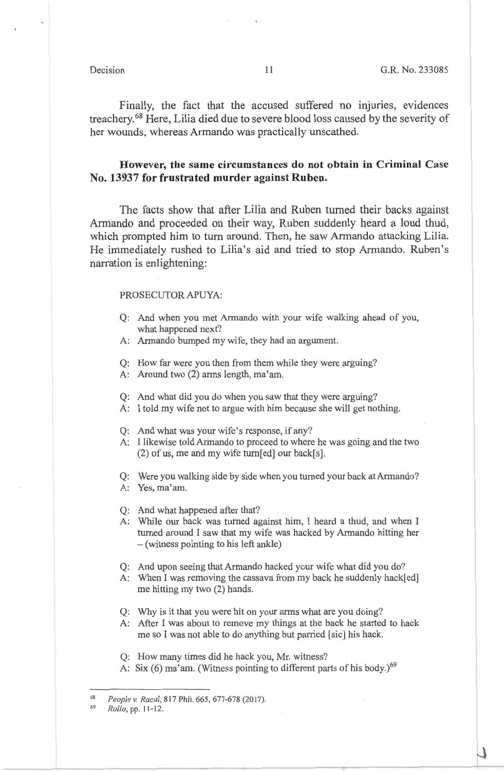Finally, the fact that the accused suffered no injuries, evidences treachery.[68] Here, Lilia died due to severe blood loss caused by the severity of her wounds, whereas Armando was practically unscathed.

**However, the same circumstances do not obtain in Criminal Case No. 13937 for frustrated murder against Ruben.**

The facts show that after Lilia and Ruben turned their backs against Armando and proceeded on their way, Ruben suddenly heard a loud thud, which prompted him to turn around. Then, he saw Armando attacking Lilia. He immediately rushed to Lilia's aid and tried to stop Armando. Ruben's narration is enlightening:

> PROSECUTOR APUYA:
>
> Q: And when you met Armando with your wife walking ahead of you, what happened next?
> A: Armando bumped my wife, they had an argument.
>
> Q: How far were you then from them while they were arguing?
> A: Around two (2) arms length, ma'am.
>
> Q: And what did you do when you saw that they were arguing?
> A: I told my wife not to argue with him because she will get nothing.
>
> Q: And what was your wife's response, if any?
> A: I likewise told Armando to proceed to where he was going and the two (2) of us, me and my wife turn[ed] our back[s].
>
> Q: Were you walking side by side when you turned your back at Armando?
> A: Yes, ma'am.
>
> Q: And what happened after that?
> A: While our back was turned against him, I heard a thud, and when I turned around I saw that my wife was hacked by Armando hitting her – (witness pointing to his left ankle)
>
> Q: And upon seeing that Armando hacked your wife what did you do?
> A: When I was removing the cassava from my back he suddenly hack[ed] me hitting my two (2) hands.
>
> Q: Why is it that you were hit on your arms what are you doing?
> A: After I was about to remove my things at the back he started to hack me so I was not able to do anything but parried [sic] his hack.
>
> Q: How many times did he hack you, Mr. witness?
> A: Six (6) ma'am. (Witness pointing to different parts of his body.)[69]

---

[68] *People v. Racal*, 817 Phil. 665, 677-678 (2017).

[69] *Rollo*, pp. 11-12.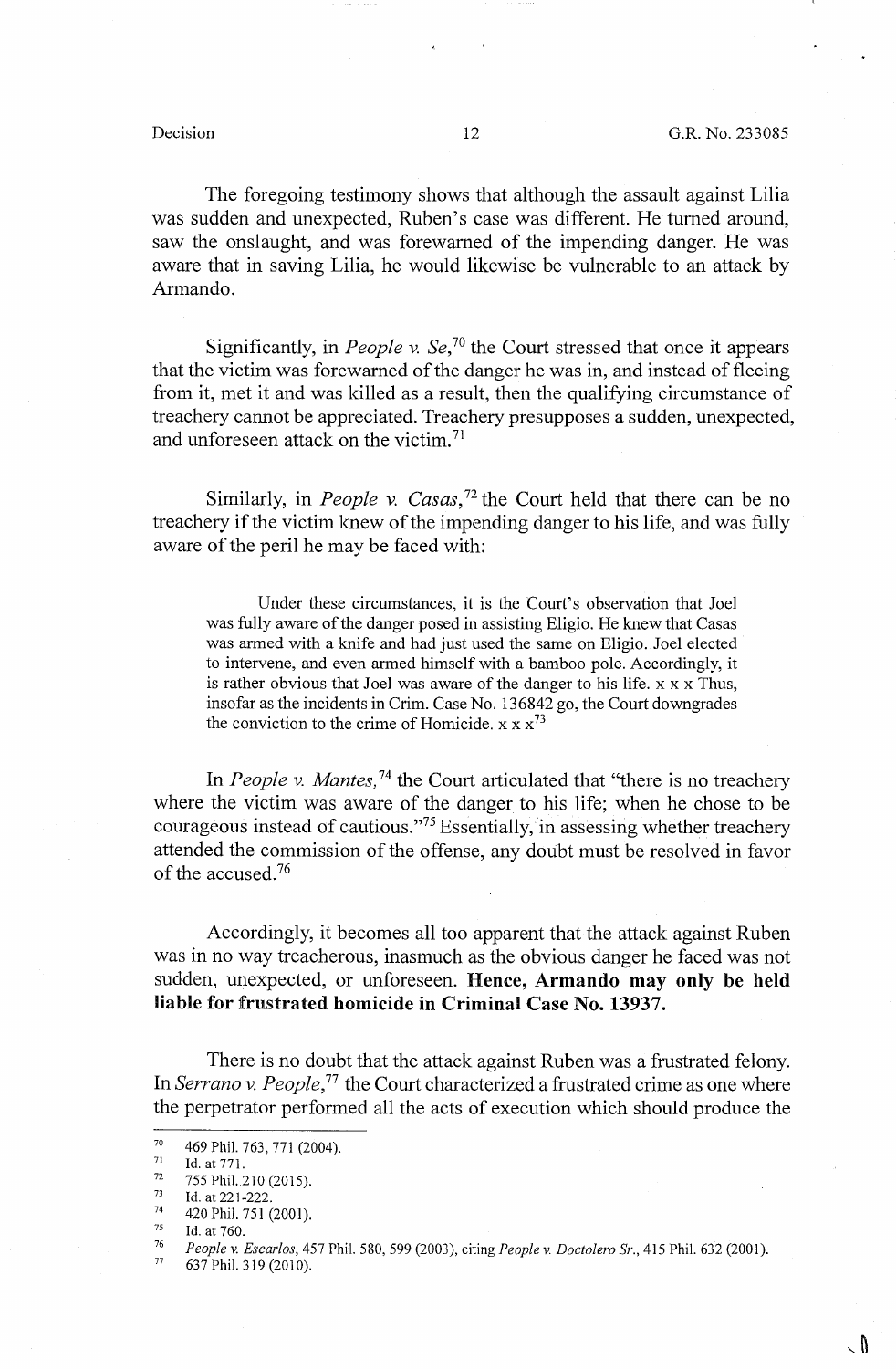The foregoing testimony shows that although the assault against Lilia was sudden and unexpected, Ruben's case was different. He turned around, saw the onslaught, and was forewarned of the impending danger. He was aware that in saving Lilia, he would likewise be vulnerable to an attack by Armando.

Significantly, in *People v. Se*,[70] the Court stressed that once it appears that the victim was forewarned of the danger he was in, and instead of fleeing from it, met it and was killed as a result, then the qualifying circumstance of treachery cannot be appreciated. Treachery presupposes a sudden, unexpected, and unforeseen attack on the victim.[71]

Similarly, in *People v. Casas*,[72] the Court held that there can be no treachery if the victim knew of the impending danger to his life, and was fully aware of the peril he may be faced with:

> Under these circumstances, it is the Court's observation that Joel was fully aware of the danger posed in assisting Eligio. He knew that Casas was armed with a knife and had just used the same on Eligio. Joel elected to intervene, and even armed himself with a bamboo pole. Accordingly, it is rather obvious that Joel was aware of the danger to his life. x x x Thus, insofar as the incidents in Crim. Case No. 136842 go, the Court downgrades the conviction to the crime of Homicide. x x x[73]

In *People v. Mantes*,[74] the Court articulated that "there is no treachery where the victim was aware of the danger to his life; when he chose to be courageous instead of cautious."[75] Essentially, in assessing whether treachery attended the commission of the offense, any doubt must be resolved in favor of the accused.[76]

Accordingly, it becomes all too apparent that the attack against Ruben was in no way treacherous, inasmuch as the obvious danger he faced was not sudden, unexpected, or unforeseen. **Hence, Armando may only be held liable for frustrated homicide in Criminal Case No. 13937.**

There is no doubt that the attack against Ruben was a frustrated felony. In *Serrano v. People*,[77] the Court characterized a frustrated crime as one where the perpetrator performed all the acts of execution which should produce the

---

[70] 469 Phil. 763, 771 (2004).
[71] Id. at 771.
[72] 755 Phil. 210 (2015).
[73] Id. at 221-222.
[74] 420 Phil. 751 (2001).
[75] Id. at 760.
[76] *People v. Escarlos*, 457 Phil. 580, 599 (2003), citing *People v. Doctolero Sr.*, 415 Phil. 632 (2001).
[77] 637 Phil. 319 (2010).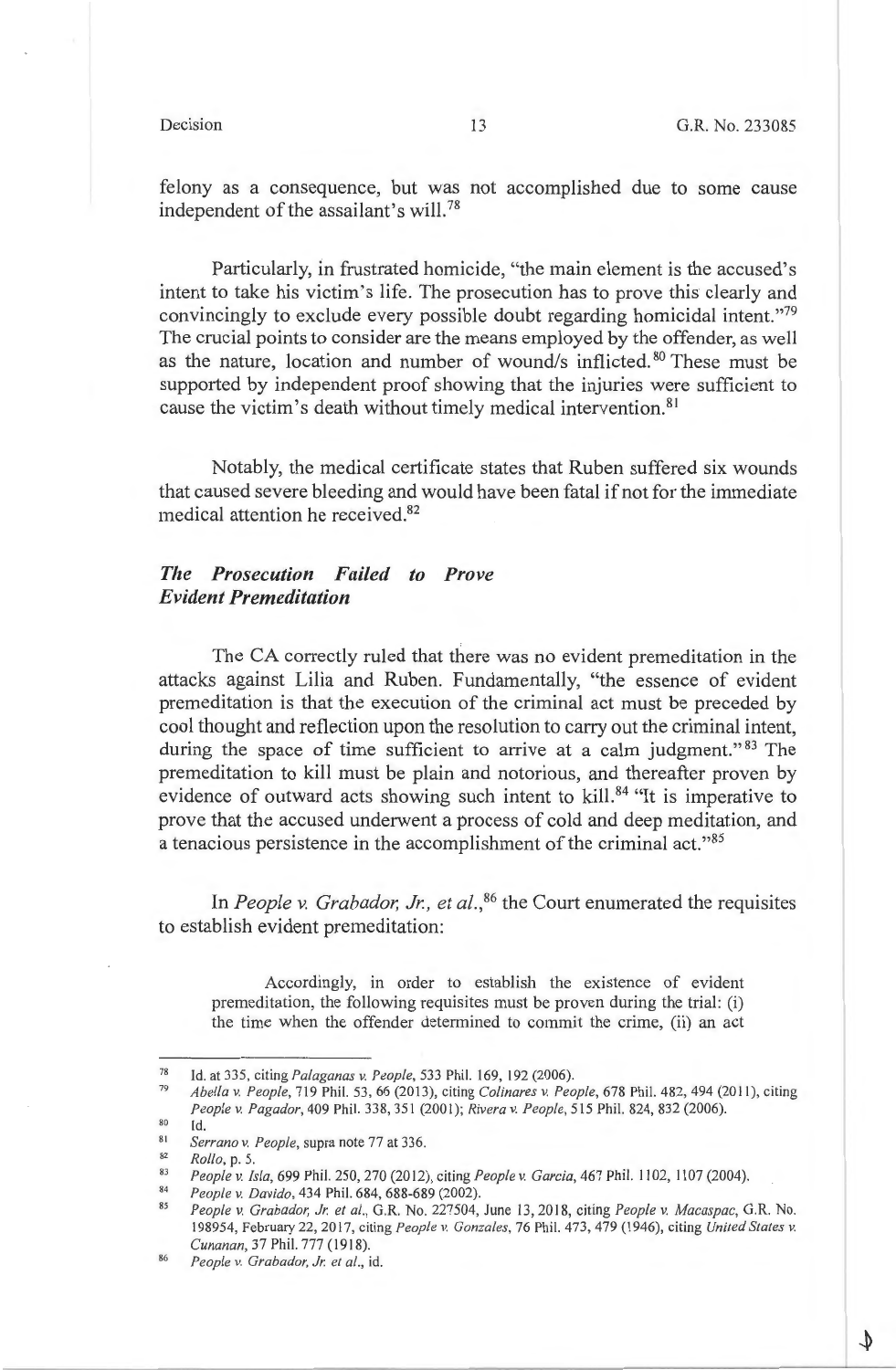felony as a consequence, but was not accomplished due to some cause independent of the assailant's will.[78]

Particularly, in frustrated homicide, "the main element is the accused's intent to take his victim's life. The prosecution has to prove this clearly and convincingly to exclude every possible doubt regarding homicidal intent."[79] The crucial points to consider are the means employed by the offender, as well as the nature, location and number of wound/s inflicted.[80] These must be supported by independent proof showing that the injuries were sufficient to cause the victim's death without timely medical intervention.[81]

Notably, the medical certificate states that Ruben suffered six wounds that caused severe bleeding and would have been fatal if not for the immediate medical attention he received.[82]

***The Prosecution Failed to Prove Evident Premeditation***

The CA correctly ruled that there was no evident premeditation in the attacks against Lilia and Ruben. Fundamentally, "the essence of evident premeditation is that the execution of the criminal act must be preceded by cool thought and reflection upon the resolution to carry out the criminal intent, during the space of time sufficient to arrive at a calm judgment."[83] The premeditation to kill must be plain and notorious, and thereafter proven by evidence of outward acts showing such intent to kill.[84] "It is imperative to prove that the accused underwent a process of cold and deep meditation, and a tenacious persistence in the accomplishment of the criminal act."[85]

In *People v. Grabador, Jr., et al.*,[86] the Court enumerated the requisites to establish evident premeditation:

> Accordingly, in order to establish the existence of evident premeditation, the following requisites must be proven during the trial: (i) the time when the offender determined to commit the crime, (ii) an act

---

[78] Id. at 335, citing *Palaganas v. People*, 533 Phil. 169, 192 (2006).

[79] *Abella v. People*, 719 Phil. 53, 66 (2013), citing *Colinares v. People*, 678 Phil. 482, 494 (2011), citing *People v. Pagador*, 409 Phil. 338, 351 (2001); *Rivera v. People*, 515 Phil. 824, 832 (2006).

[80] Id.

[81] *Serrano v. People*, supra note 77 at 336.

[82] *Rollo*, p. 5.

[83] *People v. Isla*, 699 Phil. 250, 270 (2012), citing *People v. Garcia*, 467 Phil. 1102, 1107 (2004).

[84] *People v. Davido*, 434 Phil. 684, 688-689 (2002).

[85] *People v. Grabador, Jr. et al.*, G.R. No. 227504, June 13, 2018, citing *People v. Macaspac*, G.R. No. 198954, February 22, 2017, citing *People v. Gonzales*, 76 Phil. 473, 479 (1946), citing *United States v. Cunanan*, 37 Phil. 777 (1918).

[86] *People v. Grabador, Jr. et al.*, id.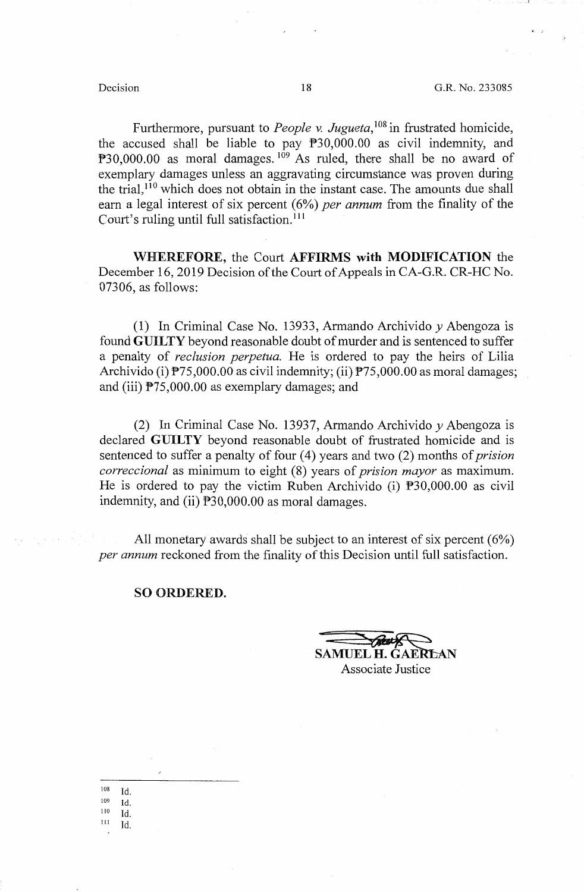Furthermore, pursuant to *People v. Jugueta*,[108] in frustrated homicide, the accused shall be liable to pay ₱30,000.00 as civil indemnity, and ₱30,000.00 as moral damages.[109] As ruled, there shall be no award of exemplary damages unless an aggravating circumstance was proven during the trial,[110] which does not obtain in the instant case. The amounts due shall earn a legal interest of six percent (6%) *per annum* from the finality of the Court's ruling until full satisfaction.[111]

**WHEREFORE,** the Court **AFFIRMS with MODIFICATION** the December 16, 2019 Decision of the Court of Appeals in CA-G.R. CR-HC No. 07306, as follows:

(1) In Criminal Case No. 13933, Armando Archivido *y* Abengoza is found **GUILTY** beyond reasonable doubt of murder and is sentenced to suffer a penalty of *reclusion perpetua.* He is ordered to pay the heirs of Lilia Archivido (i) ₱75,000.00 as civil indemnity; (ii) ₱75,000.00 as moral damages; and (iii) ₱75,000.00 as exemplary damages; and

(2) In Criminal Case No. 13937, Armando Archivido *y* Abengoza is declared **GUILTY** beyond reasonable doubt of frustrated homicide and is sentenced to suffer a penalty of four (4) years and two (2) months of *prision correccional* as minimum to eight (8) years of *prision mayor* as maximum. He is ordered to pay the victim Ruben Archivido (i) ₱30,000.00 as civil indemnity, and (ii) ₱30,000.00 as moral damages.

All monetary awards shall be subject to an interest of six percent (6%) *per annum* reckoned from the finality of this Decision until full satisfaction.

**SO ORDERED.**

**SAMUEL H. GAERLAN**
Associate Justice

---

[108] Id.
[109] Id.
[110] Id.
[111] Id.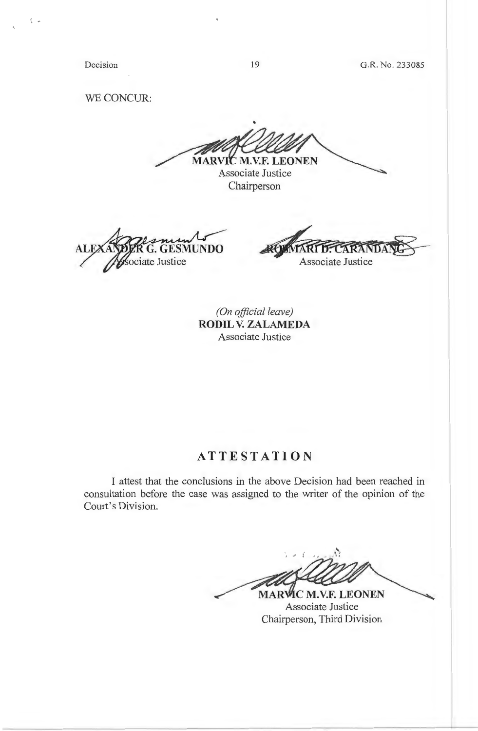WE CONCUR:

**MARVIC M.V.F. LEONEN**
Associate Justice
Chairperson

**ALEXANDER G. GESMUNDO**
Associate Justice

**ROSMARI D. CARANDANG**
Associate Justice

*(On official leave)*
**RODIL V. ZALAMEDA**
Associate Justice

## ATTESTATION

I attest that the conclusions in the above Decision had been reached in consultation before the case was assigned to the writer of the opinion of the Court's Division.

**MARVIC M.V.F. LEONEN**
Associate Justice
Chairperson, Third Division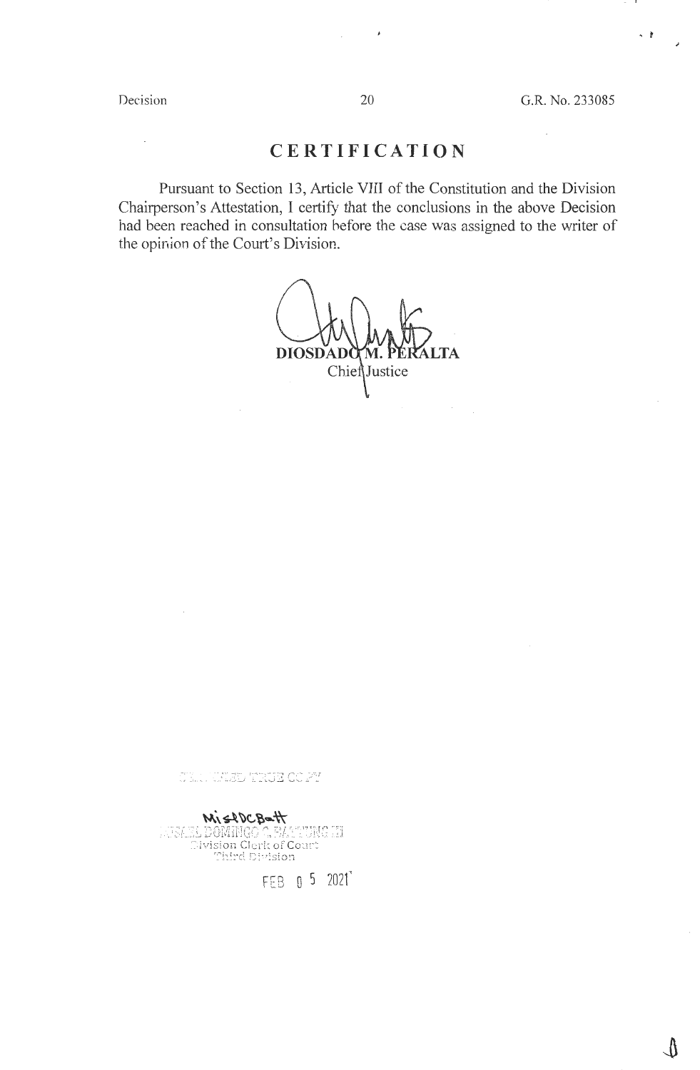# CERTIFICATION

Pursuant to Section 13, Article VIII of the Constitution and the Division Chairperson's Attestation, I certify that the conclusions in the above Decision had been reached in consultation before the case was assigned to the writer of the opinion of the Court's Division.

**DIOSDADO M. PERALTA**
Chief Justice

CERTIFIED TRUE COPY

MISAEL DOMINGO C. BATTUNG III
Division Clerk of Court
Third Division

FEB 05 2021